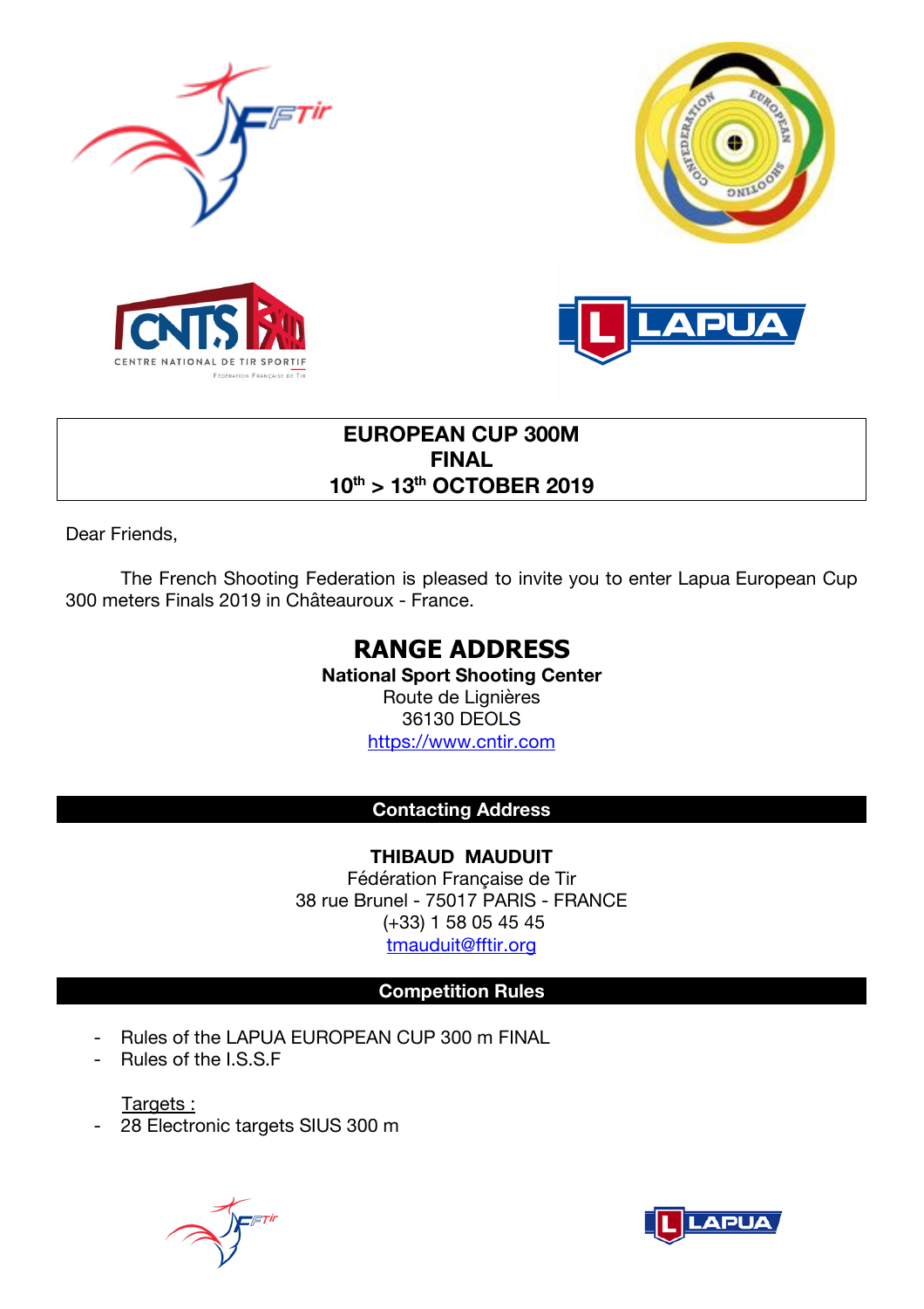# EUROPEAN CUP 300M
# FINAL
# 10th > 13th OCTOBER 2019

Dear Friends,

The French Shooting Federation is pleased to invite you to enter Lapua European Cup 300 meters Finals 2019 in Châteauroux - France.

## RANGE ADDRESS

**National Sport Shooting Center**
Route de Lignières
36130 DEOLS
https://www.cntir.com

## Contacting Address

**THIBAUD MAUDUIT**
Fédération Française de Tir
38 rue Brunel - 75017 PARIS - FRANCE
(+33) 1 58 05 45 45
tmauduit@fftir.org

## Competition Rules

- Rules of the LAPUA EUROPEAN CUP 300 m FINAL
- Rules of the I.S.S.F

Targets :

- 28 Electronic targets SIUS 300 m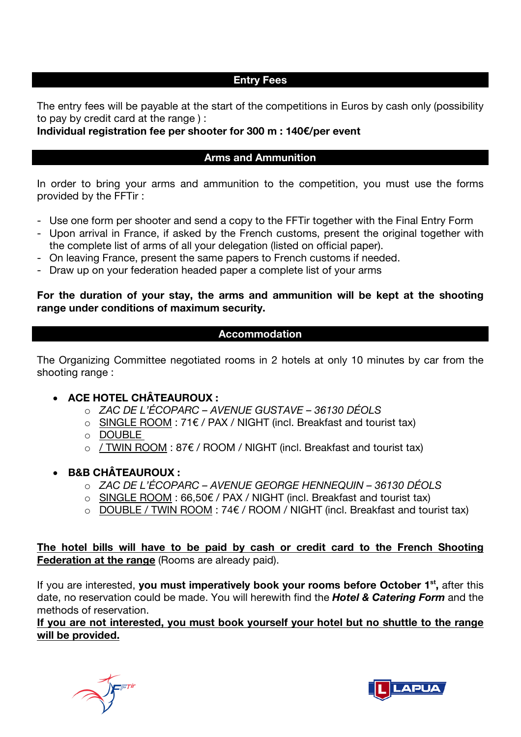## Entry Fees

The entry fees will be payable at the start of the competitions in Euros by cash only (possibility to pay by credit card at the range ) :
**Individual registration fee per shooter for 300 m : 140€/per event**

## Arms and Ammunition

In order to bring your arms and ammunition to the competition, you must use the forms provided by the FFTir :

- Use one form per shooter and send a copy to the FFTir together with the Final Entry Form
- Upon arrival in France, if asked by the French customs, present the original together with the complete list of arms of all your delegation (listed on official paper).
- On leaving France, present the same papers to French customs if needed.
- Draw up on your federation headed paper a complete list of your arms

**For the duration of your stay, the arms and ammunition will be kept at the shooting range under conditions of maximum security.**

## Accommodation

The Organizing Committee negotiated rooms in 2 hotels at only 10 minutes by car from the shooting range :

- **ACE HOTEL CHÂTEAUROUX :**
  - *ZAC DE L'ÉCOPARC – AVENUE GUSTAVE – 36130 DÉOLS*
  - <u>SINGLE ROOM</u> : 71€ / PAX / NIGHT (incl. Breakfast and tourist tax)
  - <u>DOUBLE</u>
  - <u>/ TWIN ROOM</u> : 87€ / ROOM / NIGHT (incl. Breakfast and tourist tax)

- **B&B CHÂTEAUROUX :**
  - *ZAC DE L'ÉCOPARC – AVENUE GEORGE HENNEQUIN – 36130 DÉOLS*
  - <u>SINGLE ROOM</u> : 66,50€ / PAX / NIGHT (incl. Breakfast and tourist tax)
  - <u>DOUBLE / TWIN ROOM</u> : 74€ / ROOM / NIGHT (incl. Breakfast and tourist tax)

**<u>The hotel bills will have to be paid by cash or credit card to the French Shooting Federation at the range</u>** (Rooms are already paid).

If you are interested, **you must imperatively book your rooms before October 1st,** after this date, no reservation could be made. You will herewith find the ***Hotel & Catering Form*** and the methods of reservation.

**<u>If you are not interested, you must book yourself your hotel but no shuttle to the range will be provided.</u>**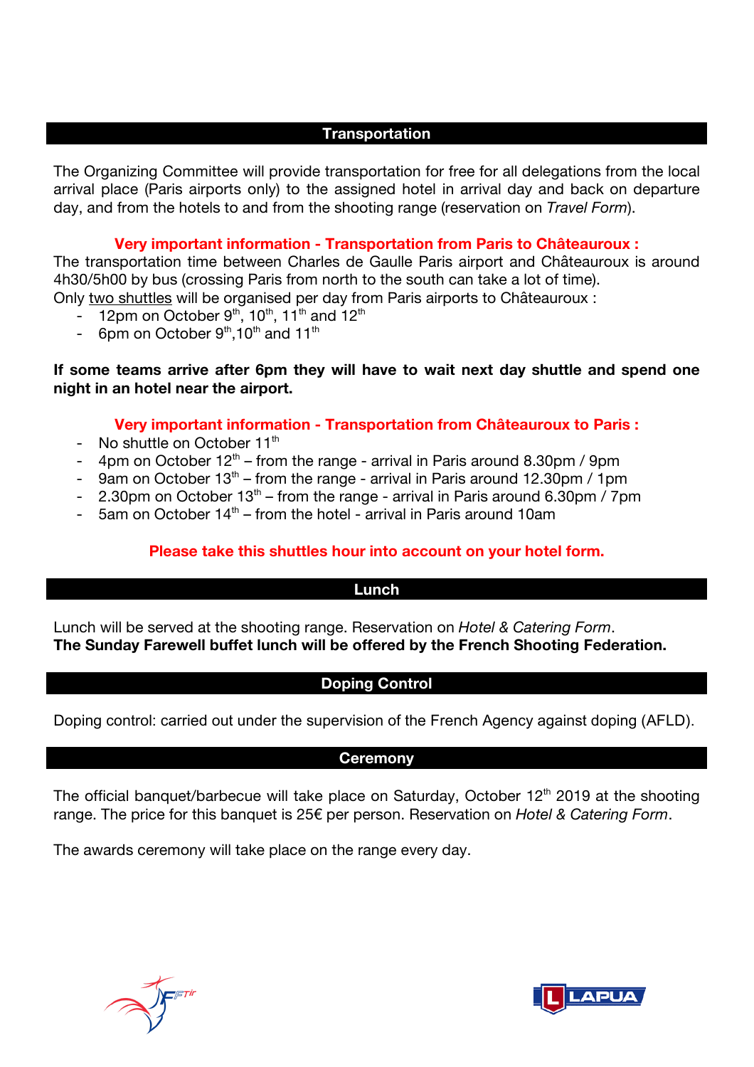## Transportation

The Organizing Committee will provide transportation for free for all delegations from the local arrival place (Paris airports only) to the assigned hotel in arrival day and back on departure day, and from the hotels to and from the shooting range (reservation on *Travel Form*).

**Very important information - Transportation from Paris to Châteauroux :**

The transportation time between Charles de Gaulle Paris airport and Châteauroux is around 4h30/5h00 by bus (crossing Paris from north to the south can take a lot of time).

Only <u>two shuttles</u> will be organised per day from Paris airports to Châteauroux :

- 12pm on October 9th, 10th, 11th and 12th
- 6pm on October 9th, 10th and 11th

**If some teams arrive after 6pm they will have to wait next day shuttle and spend one night in an hotel near the airport.**

**Very important information - Transportation from Châteauroux to Paris :**

- No shuttle on October 11th
- 4pm on October 12th – from the range - arrival in Paris around 8.30pm / 9pm
- 9am on October 13th – from the range - arrival in Paris around 12.30pm / 1pm
- 2.30pm on October 13th – from the range - arrival in Paris around 6.30pm / 7pm
- 5am on October 14th – from the hotel - arrival in Paris around 10am

**Please take this shuttles hour into account on your hotel form.**

## Lunch

Lunch will be served at the shooting range. Reservation on *Hotel & Catering Form*.

**The Sunday Farewell buffet lunch will be offered by the French Shooting Federation.**

## Doping Control

Doping control: carried out under the supervision of the French Agency against doping (AFLD).

## Ceremony

The official banquet/barbecue will take place on Saturday, October 12th 2019 at the shooting range. The price for this banquet is 25€ per person. Reservation on *Hotel & Catering Form*.

The awards ceremony will take place on the range every day.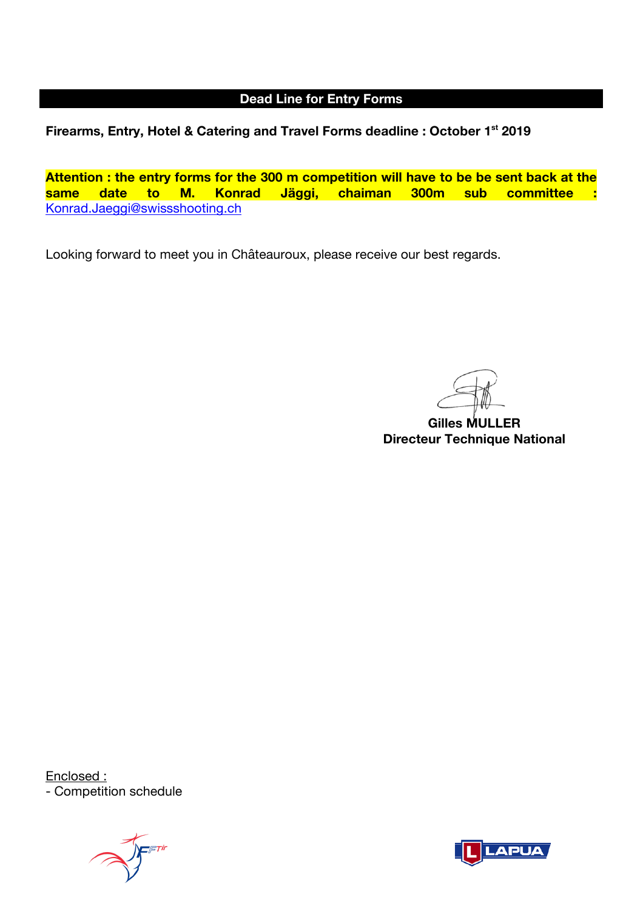## Dead Line for Entry Forms

**Firearms, Entry, Hotel & Catering and Travel Forms deadline : October 1st 2019**

**Attention : the entry forms for the 300 m competition will have to be be sent back at the same date to M. Konrad Jäggi, chaiman 300m sub committee :** Konrad.Jaeggi@swissshooting.ch

Looking forward to meet you in Châteauroux, please receive our best regards.

**Gilles MULLER**
**Directeur Technique National**

Enclosed :
- Competition schedule